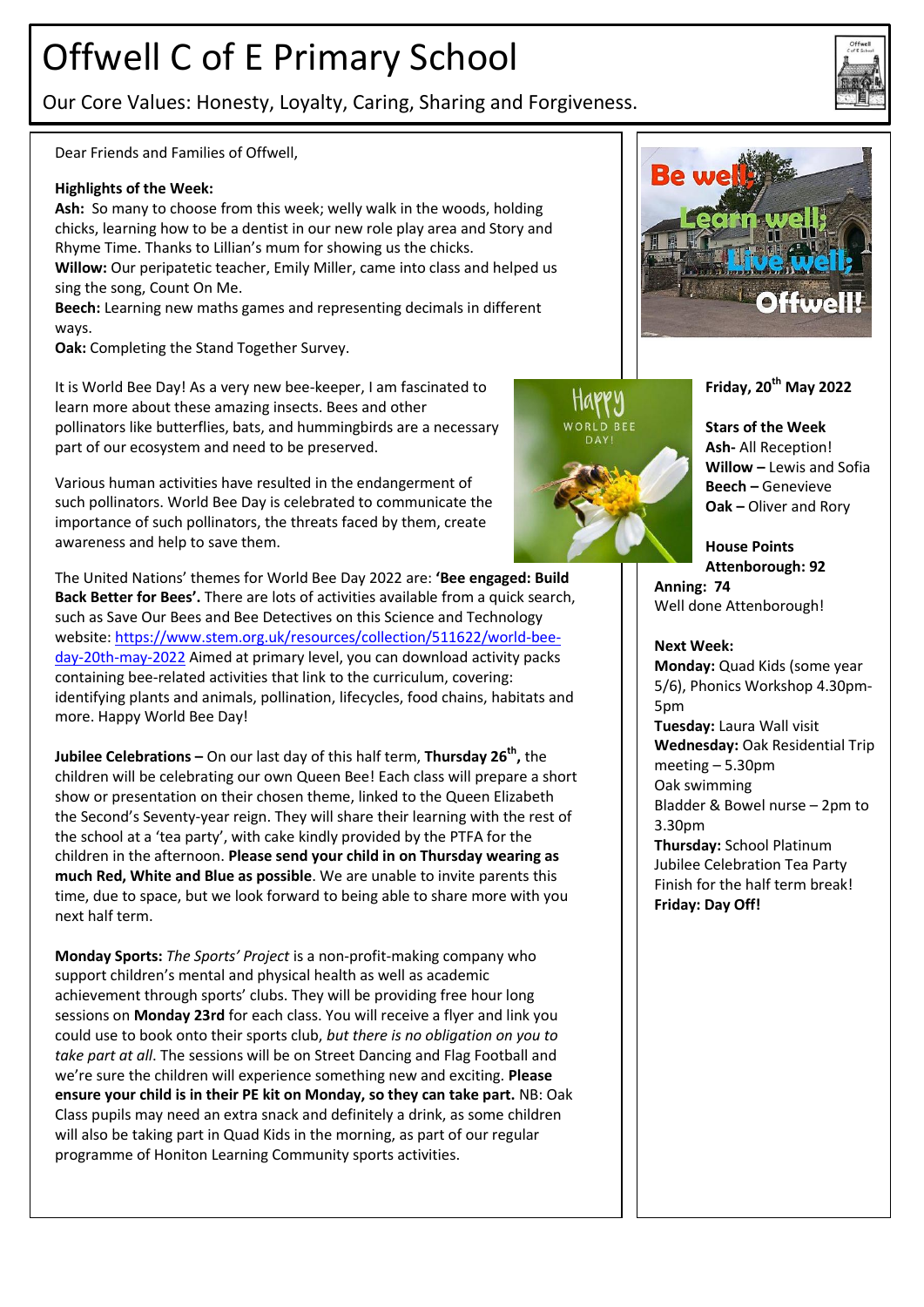# Offwell C of E Primary School

Our Core Values: Honesty, Loyalty, Caring, Sharing and Forgiveness.

Dear Friends and Families of Offwell,

**Highlights of the Week:**

**Ash:** So many to choose from this week; welly walk in the woods, holding chicks, learning how to be a dentist in our new role play area and Story and Rhyme Time. Thanks to Lillian's mum for showing us the chicks.

**Willow:** Our peripatetic teacher, Emily Miller, came into class and helped us sing the song, Count On Me.

**Beech:** Learning new maths games and representing decimals in different ways.

**Oak:** Completing the Stand Together Survey.

It is World Bee Day! As a very new bee-keeper, I am fascinated to learn more about these amazing insects. Bees and other pollinators like butterflies, bats, and hummingbirds are a necessary part of our ecosystem and need to be preserved.

Various human activities have resulted in the endangerment of such pollinators. World Bee Day is celebrated to communicate the importance of such pollinators, the threats faced by them, create awareness and help to save them.

The United Nations' themes for World Bee Day 2022 are: **'Bee engaged: Build Back Better for Bees'.** There are lots of activities available from a quick search, such as Save Our Bees and Bee Detectives on this Science and Technology website: https://www.stem.org.uk/resources/collection/511622/world-bee-day-20th-may-2022 Aimed at primary level, you can download activity packs containing bee-related activities that link to the curriculum, covering: identifying plants and animals, pollination, lifecycles, food chains, habitats and more. Happy World Bee Day!

**Jubilee Celebrations –** On our last day of this half term, **Thursday 26th,** the children will be celebrating our own Queen Bee! Each class will prepare a short show or presentation on their chosen theme, linked to the Queen Elizabeth the Second's Seventy-year reign. They will share their learning with the rest of the school at a 'tea party', with cake kindly provided by the PTFA for the children in the afternoon. **Please send your child in on Thursday wearing as much Red, White and Blue as possible**. We are unable to invite parents this time, due to space, but we look forward to being able to share more with you next half term.

**Monday Sports:** *The Sports' Project* is a non-profit-making company who support children's mental and physical health as well as academic achievement through sports' clubs. They will be providing free hour long sessions on **Monday 23rd** for each class. You will receive a flyer and link you could use to book onto their sports club, *but there is no obligation on you to take part at all*. The sessions will be on Street Dancing and Flag Football and we're sure the children will experience something new and exciting. **Please ensure your child is in their PE kit on Monday, so they can take part.** NB: Oak Class pupils may need an extra snack and definitely a drink, as some children will also be taking part in Quad Kids in the morning, as part of our regular programme of Honiton Learning Community sports activities.

Be well; Learn well; Live well; Offwell!

**Friday, 20th May 2022**

**Stars of the Week**

**Ash-** All Reception!

**Willow –** Lewis and Sofia

**Beech –** Genevieve

**Oak –** Oliver and Rory

**House Points**

**Attenborough: 92**

**Anning: 74**

Well done Attenborough!

**Next Week:**

**Monday:** Quad Kids (some year 5/6), Phonics Workshop 4.30pm-5pm

**Tuesday:** Laura Wall visit

**Wednesday:** Oak Residential Trip meeting – 5.30pm

Oak swimming

Bladder & Bowel nurse – 2pm to 3.30pm

**Thursday:** School Platinum Jubilee Celebration Tea Party

Finish for the half term break!

**Friday: Day Off!**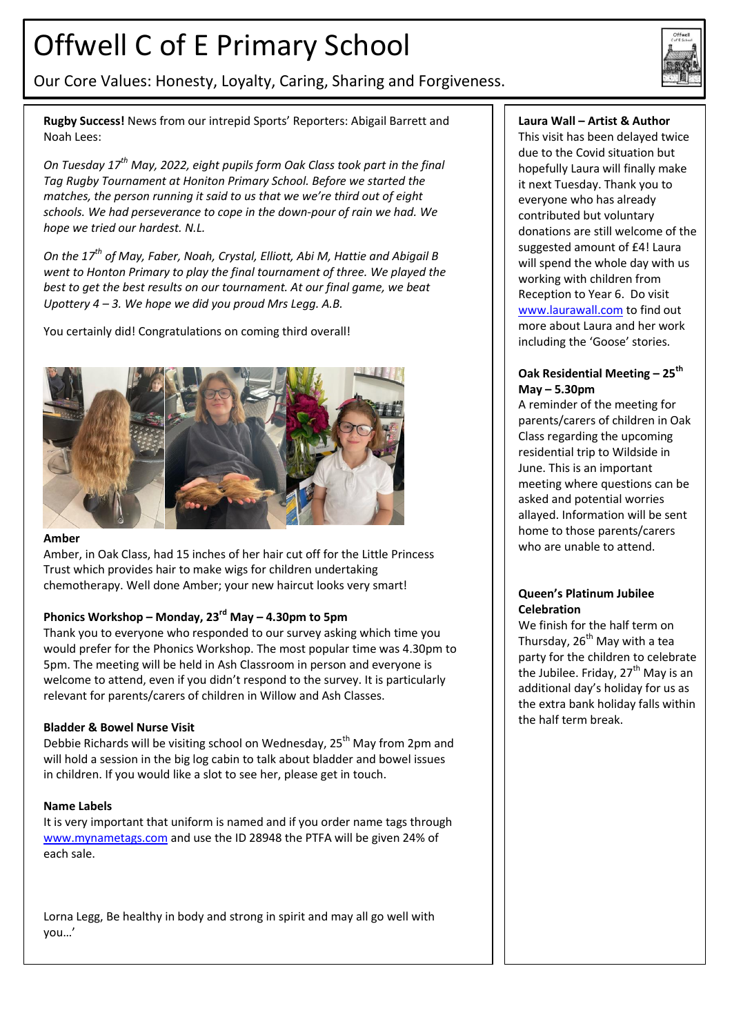# Offwell C of E Primary School

Our Core Values: Honesty, Loyalty, Caring, Sharing and Forgiveness.

**Rugby Success!** News from our intrepid Sports' Reporters: Abigail Barrett and Noah Lees:

*On Tuesday 17th May, 2022, eight pupils form Oak Class took part in the final Tag Rugby Tournament at Honiton Primary School. Before we started the matches, the person running it said to us that we we're third out of eight schools. We had perseverance to cope in the down-pour of rain we had. We hope we tried our hardest. N.L.*

*On the 17th of May, Faber, Noah, Crystal, Elliott, Abi M, Hattie and Abigail B went to Honton Primary to play the final tournament of three. We played the best to get the best results on our tournament. At our final game, we beat Upottery 4 – 3. We hope we did you proud Mrs Legg. A.B.*

You certainly did! Congratulations on coming third overall!

**Amber**

Amber, in Oak Class, had 15 inches of her hair cut off for the Little Princess Trust which provides hair to make wigs for children undertaking chemotherapy. Well done Amber; your new haircut looks very smart!

**Phonics Workshop – Monday, 23rd May – 4.30pm to 5pm**

Thank you to everyone who responded to our survey asking which time you would prefer for the Phonics Workshop. The most popular time was 4.30pm to 5pm. The meeting will be held in Ash Classroom in person and everyone is welcome to attend, even if you didn't respond to the survey. It is particularly relevant for parents/carers of children in Willow and Ash Classes.

**Bladder & Bowel Nurse Visit**

Debbie Richards will be visiting school on Wednesday, 25th May from 2pm and will hold a session in the big log cabin to talk about bladder and bowel issues in children. If you would like a slot to see her, please get in touch.

**Name Labels**

It is very important that uniform is named and if you order name tags through www.mynametags.com and use the ID 28948 the PTFA will be given 24% of each sale.

Lorna Legg, Be healthy in body and strong in spirit and may all go well with you…'

**Laura Wall – Artist & Author**

This visit has been delayed twice due to the Covid situation but hopefully Laura will finally make it next Tuesday. Thank you to everyone who has already contributed but voluntary donations are still welcome of the suggested amount of £4! Laura will spend the whole day with us working with children from Reception to Year 6. Do visit www.laurawall.com to find out more about Laura and her work including the 'Goose' stories.

**Oak Residential Meeting – 25th May – 5.30pm**

A reminder of the meeting for parents/carers of children in Oak Class regarding the upcoming residential trip to Wildside in June. This is an important meeting where questions can be asked and potential worries allayed. Information will be sent home to those parents/carers who are unable to attend.

**Queen's Platinum Jubilee Celebration**

We finish for the half term on Thursday, 26th May with a tea party for the children to celebrate the Jubilee. Friday, 27th May is an additional day's holiday for us as the extra bank holiday falls within the half term break.